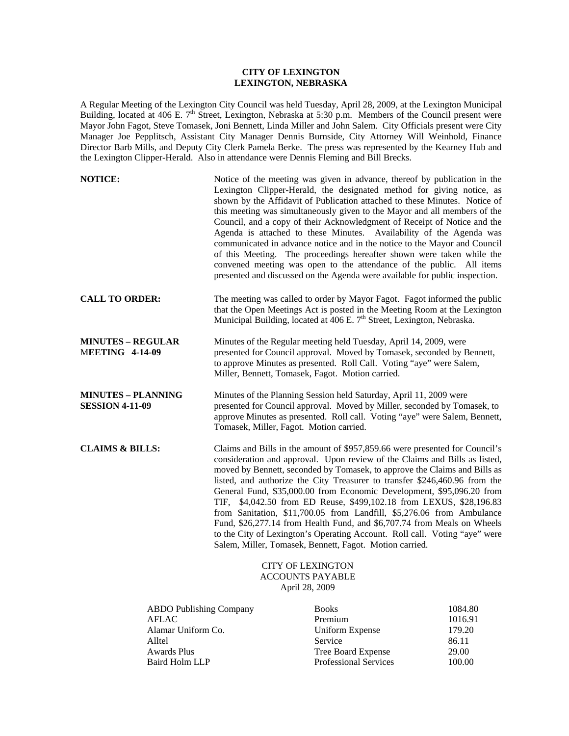**CITY OF LEXINGTON**
**LEXINGTON, NEBRASKA**

A Regular Meeting of the Lexington City Council was held Tuesday, April 28, 2009, at the Lexington Municipal Building, located at 406 E. 7th Street, Lexington, Nebraska at 5:30 p.m. Members of the Council present were Mayor John Fagot, Steve Tomasek, Joni Bennett, Linda Miller and John Salem. City Officials present were City Manager Joe Pepplitsch, Assistant City Manager Dennis Burnside, City Attorney Will Weinhold, Finance Director Barb Mills, and Deputy City Clerk Pamela Berke. The press was represented by the Kearney Hub and the Lexington Clipper-Herald. Also in attendance were Dennis Fleming and Bill Brecks.

**NOTICE:** Notice of the meeting was given in advance, thereof by publication in the Lexington Clipper-Herald, the designated method for giving notice, as shown by the Affidavit of Publication attached to these Minutes. Notice of this meeting was simultaneously given to the Mayor and all members of the Council, and a copy of their Acknowledgment of Receipt of Notice and the Agenda is attached to these Minutes. Availability of the Agenda was communicated in advance notice and in the notice to the Mayor and Council of this Meeting. The proceedings hereafter shown were taken while the convened meeting was open to the attendance of the public. All items presented and discussed on the Agenda were available for public inspection.

**CALL TO ORDER:** The meeting was called to order by Mayor Fagot. Fagot informed the public that the Open Meetings Act is posted in the Meeting Room at the Lexington Municipal Building, located at 406 E. 7th Street, Lexington, Nebraska.

**MINUTES – REGULAR MEETING 4-14-09** Minutes of the Regular meeting held Tuesday, April 14, 2009, were presented for Council approval. Moved by Tomasek, seconded by Bennett, to approve Minutes as presented. Roll Call. Voting "aye" were Salem, Miller, Bennett, Tomasek, Fagot. Motion carried.

**MINUTES – PLANNING SESSION 4-11-09** Minutes of the Planning Session held Saturday, April 11, 2009 were presented for Council approval. Moved by Miller, seconded by Tomasek, to approve Minutes as presented. Roll call. Voting "aye" were Salem, Bennett, Tomasek, Miller, Fagot. Motion carried.

**CLAIMS & BILLS:** Claims and Bills in the amount of $957,859.66 were presented for Council's consideration and approval. Upon review of the Claims and Bills as listed, moved by Bennett, seconded by Tomasek, to approve the Claims and Bills as listed, and authorize the City Treasurer to transfer $246,460.96 from the General Fund, $35,000.00 from Economic Development, $95,096.20 from TIF, $4,042.50 from ED Reuse, $499,102.18 from LEXUS, $28,196.83 from Sanitation, $11,700.05 from Landfill, $5,276.06 from Ambulance Fund, $26,277.14 from Health Fund, and $6,707.74 from Meals on Wheels to the City of Lexington's Operating Account. Roll call. Voting "aye" were Salem, Miller, Tomasek, Bennett, Fagot. Motion carried.

CITY OF LEXINGTON
ACCOUNTS PAYABLE
April 28, 2009

| | | |
|---|---|---|
| ABDO Publishing Company | Books | 1084.80 |
| AFLAC | Premium | 1016.91 |
| Alamar Uniform Co. | Uniform Expense | 179.20 |
| Alltel | Service | 86.11 |
| Awards Plus | Tree Board Expense | 29.00 |
| Baird Holm LLP | Professional Services | 100.00 |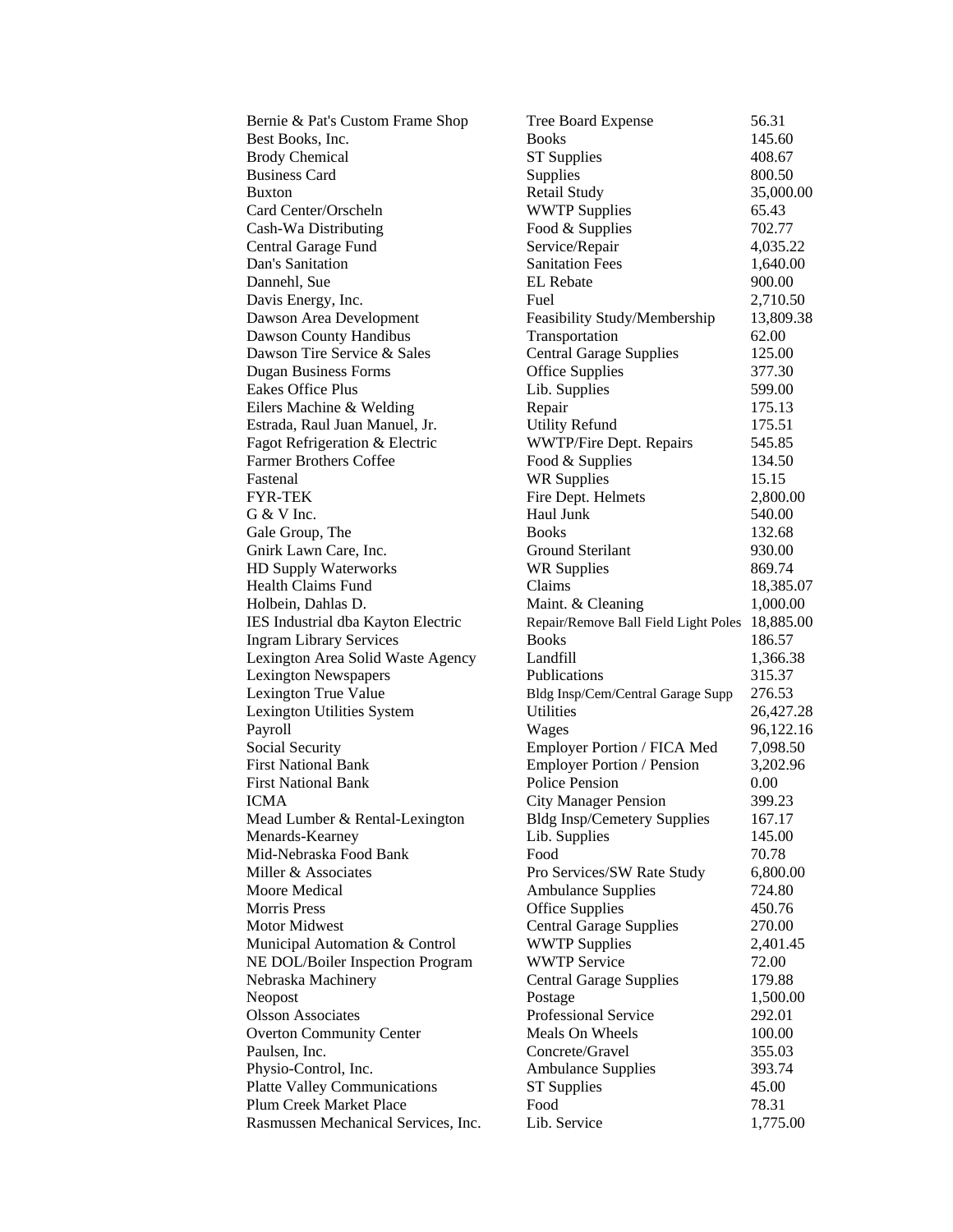| | | |
|---|---|---|
| Bernie & Pat's Custom Frame Shop | Tree Board Expense | 56.31 |
| Best Books, Inc. | Books | 145.60 |
| Brody Chemical | ST Supplies | 408.67 |
| Business Card | Supplies | 800.50 |
| Buxton | Retail Study | 35,000.00 |
| Card Center/Orscheln | WWTP Supplies | 65.43 |
| Cash-Wa Distributing | Food & Supplies | 702.77 |
| Central Garage Fund | Service/Repair | 4,035.22 |
| Dan's Sanitation | Sanitation Fees | 1,640.00 |
| Dannehl, Sue | EL Rebate | 900.00 |
| Davis Energy, Inc. | Fuel | 2,710.50 |
| Dawson Area Development | Feasibility Study/Membership | 13,809.38 |
| Dawson County Handibus | Transportation | 62.00 |
| Dawson Tire Service & Sales | Central Garage Supplies | 125.00 |
| Dugan Business Forms | Office Supplies | 377.30 |
| Eakes Office Plus | Lib. Supplies | 599.00 |
| Eilers Machine & Welding | Repair | 175.13 |
| Estrada, Raul Juan Manuel, Jr. | Utility Refund | 175.51 |
| Fagot Refrigeration & Electric | WWTP/Fire Dept. Repairs | 545.85 |
| Farmer Brothers Coffee | Food & Supplies | 134.50 |
| Fastenal | WR Supplies | 15.15 |
| FYR-TEK | Fire Dept. Helmets | 2,800.00 |
| G & V Inc. | Haul Junk | 540.00 |
| Gale Group, The | Books | 132.68 |
| Gnirk Lawn Care, Inc. | Ground Sterilant | 930.00 |
| HD Supply Waterworks | WR Supplies | 869.74 |
| Health Claims Fund | Claims | 18,385.07 |
| Holbein, Dahlas D. | Maint. & Cleaning | 1,000.00 |
| IES Industrial dba Kayton Electric | Repair/Remove Ball Field Light Poles | 18,885.00 |
| Ingram Library Services | Books | 186.57 |
| Lexington Area Solid Waste Agency | Landfill | 1,366.38 |
| Lexington Newspapers | Publications | 315.37 |
| Lexington True Value | Bldg Insp/Cem/Central Garage Supp | 276.53 |
| Lexington Utilities System | Utilities | 26,427.28 |
| Payroll | Wages | 96,122.16 |
| Social Security | Employer Portion / FICA Med | 7,098.50 |
| First National Bank | Employer Portion / Pension | 3,202.96 |
| First National Bank | Police Pension | 0.00 |
| ICMA | City Manager Pension | 399.23 |
| Mead Lumber & Rental-Lexington | Bldg Insp/Cemetery Supplies | 167.17 |
| Menards-Kearney | Lib. Supplies | 145.00 |
| Mid-Nebraska Food Bank | Food | 70.78 |
| Miller & Associates | Pro Services/SW Rate Study | 6,800.00 |
| Moore Medical | Ambulance Supplies | 724.80 |
| Morris Press | Office Supplies | 450.76 |
| Motor Midwest | Central Garage Supplies | 270.00 |
| Municipal Automation & Control | WWTP Supplies | 2,401.45 |
| NE DOL/Boiler Inspection Program | WWTP Service | 72.00 |
| Nebraska Machinery | Central Garage Supplies | 179.88 |
| Neopost | Postage | 1,500.00 |
| Olsson Associates | Professional Service | 292.01 |
| Overton Community Center | Meals On Wheels | 100.00 |
| Paulsen, Inc. | Concrete/Gravel | 355.03 |
| Physio-Control, Inc. | Ambulance Supplies | 393.74 |
| Platte Valley Communications | ST Supplies | 45.00 |
| Plum Creek Market Place | Food | 78.31 |
| Rasmussen Mechanical Services, Inc. | Lib. Service | 1,775.00 |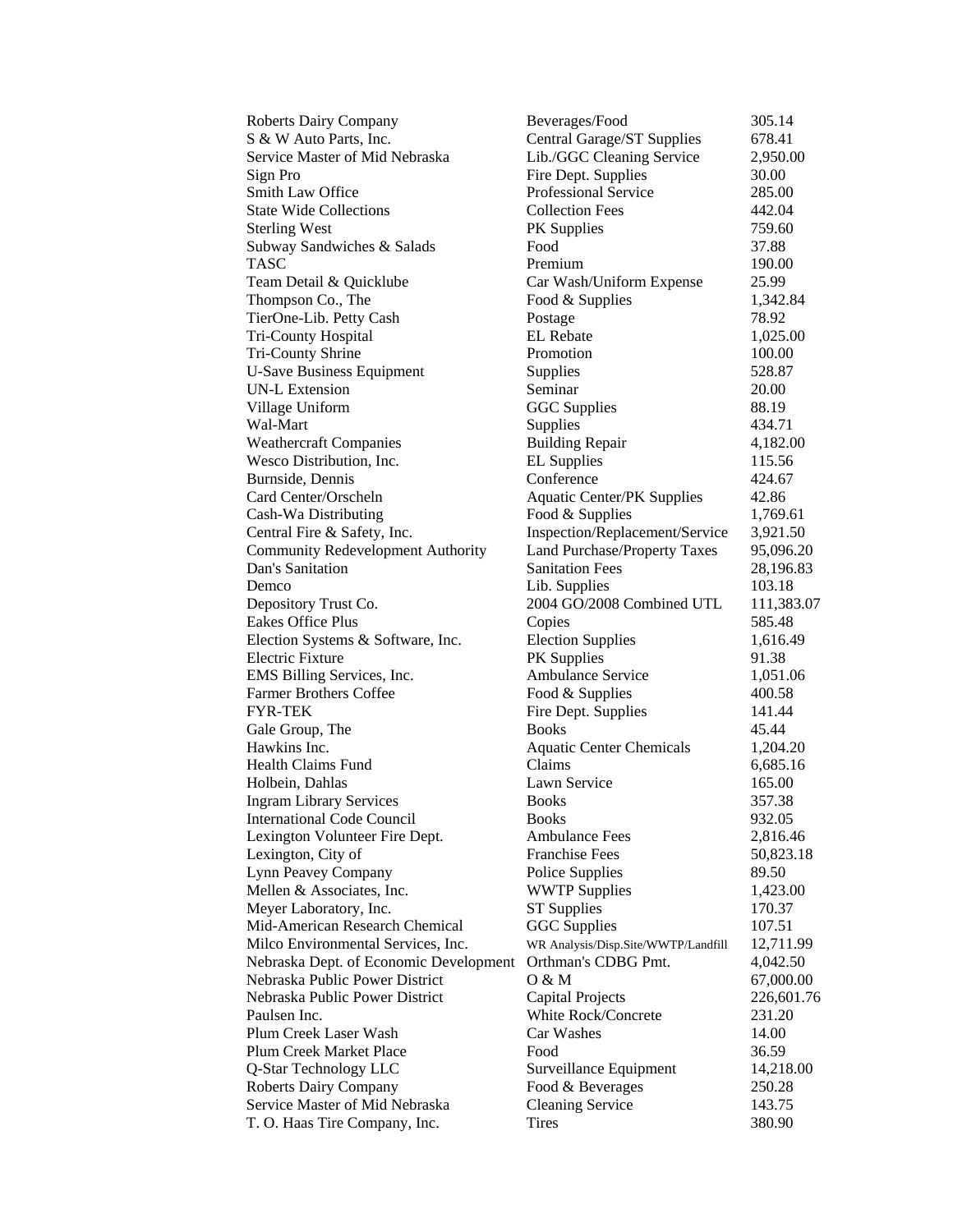| | | |
|---|---|---|
| Roberts Dairy Company | Beverages/Food | 305.14 |
| S & W Auto Parts, Inc. | Central Garage/ST Supplies | 678.41 |
| Service Master of Mid Nebraska | Lib./GGC Cleaning Service | 2,950.00 |
| Sign Pro | Fire Dept. Supplies | 30.00 |
| Smith Law Office | Professional Service | 285.00 |
| State Wide Collections | Collection Fees | 442.04 |
| Sterling West | PK Supplies | 759.60 |
| Subway Sandwiches & Salads | Food | 37.88 |
| TASC | Premium | 190.00 |
| Team Detail & Quicklube | Car Wash/Uniform Expense | 25.99 |
| Thompson Co., The | Food & Supplies | 1,342.84 |
| TierOne-Lib. Petty Cash | Postage | 78.92 |
| Tri-County Hospital | EL Rebate | 1,025.00 |
| Tri-County Shrine | Promotion | 100.00 |
| U-Save Business Equipment | Supplies | 528.87 |
| UN-L Extension | Seminar | 20.00 |
| Village Uniform | GGC Supplies | 88.19 |
| Wal-Mart | Supplies | 434.71 |
| Weathercraft Companies | Building Repair | 4,182.00 |
| Wesco Distribution, Inc. | EL Supplies | 115.56 |
| Burnside, Dennis | Conference | 424.67 |
| Card Center/Orscheln | Aquatic Center/PK Supplies | 42.86 |
| Cash-Wa Distributing | Food & Supplies | 1,769.61 |
| Central Fire & Safety, Inc. | Inspection/Replacement/Service | 3,921.50 |
| Community Redevelopment Authority | Land Purchase/Property Taxes | 95,096.20 |
| Dan's Sanitation | Sanitation Fees | 28,196.83 |
| Demco | Lib. Supplies | 103.18 |
| Depository Trust Co. | 2004 GO/2008 Combined UTL | 111,383.07 |
| Eakes Office Plus | Copies | 585.48 |
| Election Systems & Software, Inc. | Election Supplies | 1,616.49 |
| Electric Fixture | PK Supplies | 91.38 |
| EMS Billing Services, Inc. | Ambulance Service | 1,051.06 |
| Farmer Brothers Coffee | Food & Supplies | 400.58 |
| FYR-TEK | Fire Dept. Supplies | 141.44 |
| Gale Group, The | Books | 45.44 |
| Hawkins Inc. | Aquatic Center Chemicals | 1,204.20 |
| Health Claims Fund | Claims | 6,685.16 |
| Holbein, Dahlas | Lawn Service | 165.00 |
| Ingram Library Services | Books | 357.38 |
| International Code Council | Books | 932.05 |
| Lexington Volunteer Fire Dept. | Ambulance Fees | 2,816.46 |
| Lexington, City of | Franchise Fees | 50,823.18 |
| Lynn Peavey Company | Police Supplies | 89.50 |
| Mellen & Associates, Inc. | WWTP Supplies | 1,423.00 |
| Meyer Laboratory, Inc. | ST Supplies | 170.37 |
| Mid-American Research Chemical | GGC Supplies | 107.51 |
| Milco Environmental Services, Inc. | WR Analysis/Disp.Site/WWTP/Landfill | 12,711.99 |
| Nebraska Dept. of Economic Development | Orthman's CDBG Pmt. | 4,042.50 |
| Nebraska Public Power District | O & M | 67,000.00 |
| Nebraska Public Power District | Capital Projects | 226,601.76 |
| Paulsen Inc. | White Rock/Concrete | 231.20 |
| Plum Creek Laser Wash | Car Washes | 14.00 |
| Plum Creek Market Place | Food | 36.59 |
| Q-Star Technology LLC | Surveillance Equipment | 14,218.00 |
| Roberts Dairy Company | Food & Beverages | 250.28 |
| Service Master of Mid Nebraska | Cleaning Service | 143.75 |
| T. O. Haas Tire Company, Inc. | Tires | 380.90 |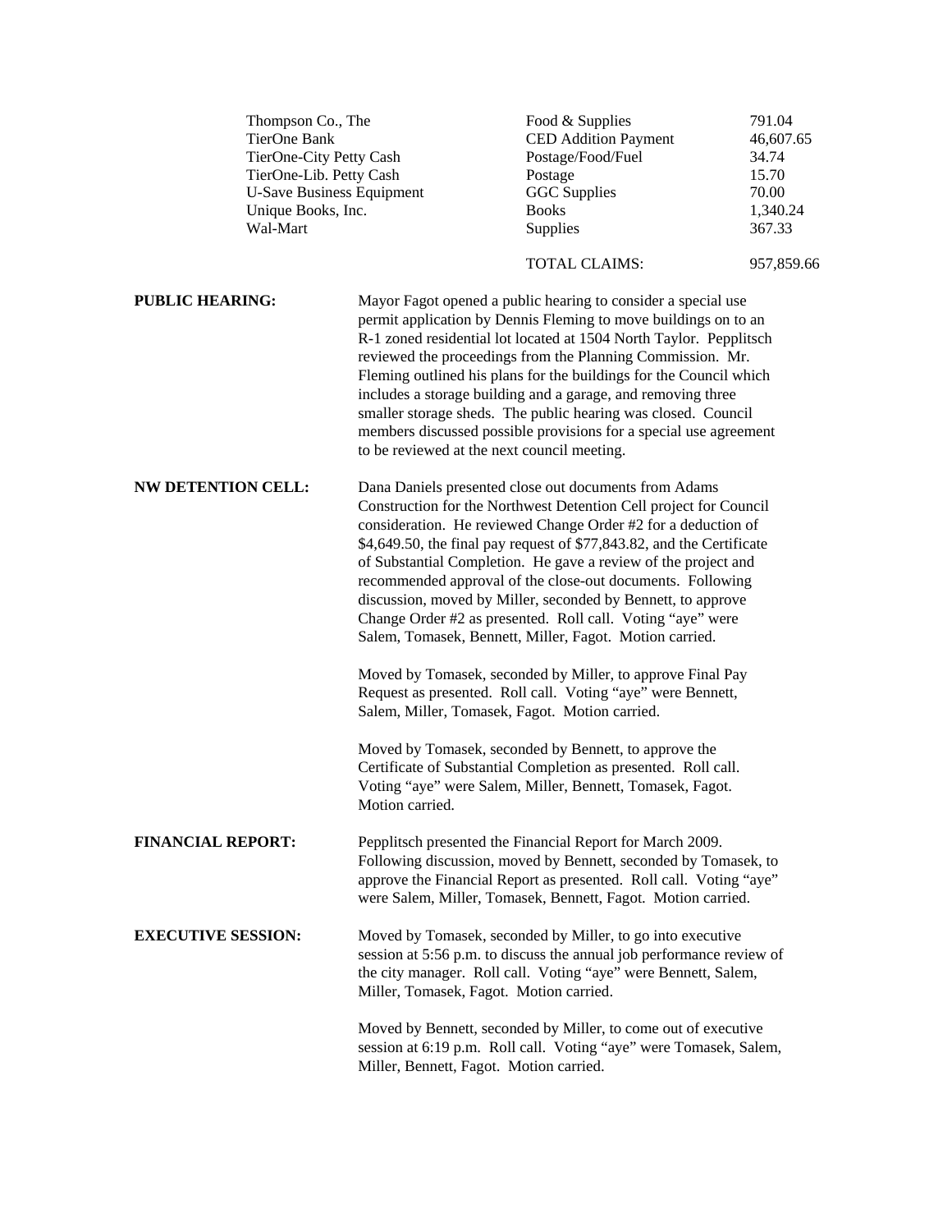| | | |
|---|---|---|
| Thompson Co., The | Food & Supplies | 791.04 |
| TierOne Bank | CED Addition Payment | 46,607.65 |
| TierOne-City Petty Cash | Postage/Food/Fuel | 34.74 |
| TierOne-Lib. Petty Cash | Postage | 15.70 |
| U-Save Business Equipment | GGC Supplies | 70.00 |
| Unique Books, Inc. | Books | 1,340.24 |
| Wal-Mart | Supplies | 367.33 |
| | TOTAL CLAIMS: | 957,859.66 |

**PUBLIC HEARING:** Mayor Fagot opened a public hearing to consider a special use permit application by Dennis Fleming to move buildings on to an R-1 zoned residential lot located at 1504 North Taylor. Pepplitsch reviewed the proceedings from the Planning Commission. Mr. Fleming outlined his plans for the buildings for the Council which includes a storage building and a garage, and removing three smaller storage sheds. The public hearing was closed. Council members discussed possible provisions for a special use agreement to be reviewed at the next council meeting.

**NW DETENTION CELL:** Dana Daniels presented close out documents from Adams Construction for the Northwest Detention Cell project for Council consideration. He reviewed Change Order #2 for a deduction of $4,649.50, the final pay request of $77,843.82, and the Certificate of Substantial Completion. He gave a review of the project and recommended approval of the close-out documents. Following discussion, moved by Miller, seconded by Bennett, to approve Change Order #2 as presented. Roll call. Voting "aye" were Salem, Tomasek, Bennett, Miller, Fagot. Motion carried.

Moved by Tomasek, seconded by Miller, to approve Final Pay Request as presented. Roll call. Voting "aye" were Bennett, Salem, Miller, Tomasek, Fagot. Motion carried.

Moved by Tomasek, seconded by Bennett, to approve the Certificate of Substantial Completion as presented. Roll call. Voting "aye" were Salem, Miller, Bennett, Tomasek, Fagot. Motion carried.

**FINANCIAL REPORT:** Pepplitsch presented the Financial Report for March 2009. Following discussion, moved by Bennett, seconded by Tomasek, to approve the Financial Report as presented. Roll call. Voting "aye" were Salem, Miller, Tomasek, Bennett, Fagot. Motion carried.

**EXECUTIVE SESSION:** Moved by Tomasek, seconded by Miller, to go into executive session at 5:56 p.m. to discuss the annual job performance review of the city manager. Roll call. Voting "aye" were Bennett, Salem, Miller, Tomasek, Fagot. Motion carried.

Moved by Bennett, seconded by Miller, to come out of executive session at 6:19 p.m. Roll call. Voting "aye" were Tomasek, Salem, Miller, Bennett, Fagot. Motion carried.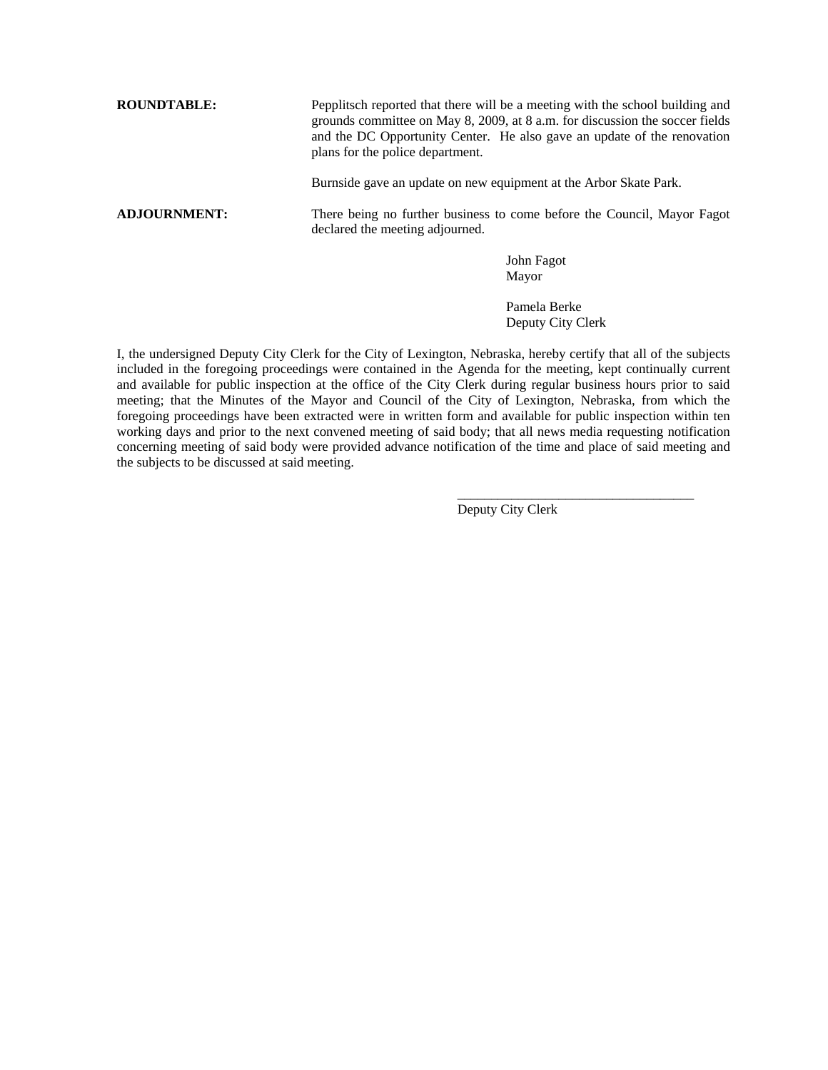**ROUNDTABLE:** Pepplitsch reported that there will be a meeting with the school building and grounds committee on May 8, 2009, at 8 a.m. for discussion the soccer fields and the DC Opportunity Center. He also gave an update of the renovation plans for the police department.

Burnside gave an update on new equipment at the Arbor Skate Park.

**ADJOURNMENT:** There being no further business to come before the Council, Mayor Fagot declared the meeting adjourned.

John Fagot
Mayor

Pamela Berke
Deputy City Clerk

I, the undersigned Deputy City Clerk for the City of Lexington, Nebraska, hereby certify that all of the subjects included in the foregoing proceedings were contained in the Agenda for the meeting, kept continually current and available for public inspection at the office of the City Clerk during regular business hours prior to said meeting; that the Minutes of the Mayor and Council of the City of Lexington, Nebraska, from which the foregoing proceedings have been extracted were in written form and available for public inspection within ten working days and prior to the next convened meeting of said body; that all news media requesting notification concerning meeting of said body were provided advance notification of the time and place of said meeting and the subjects to be discussed at said meeting.

___________________________________
Deputy City Clerk